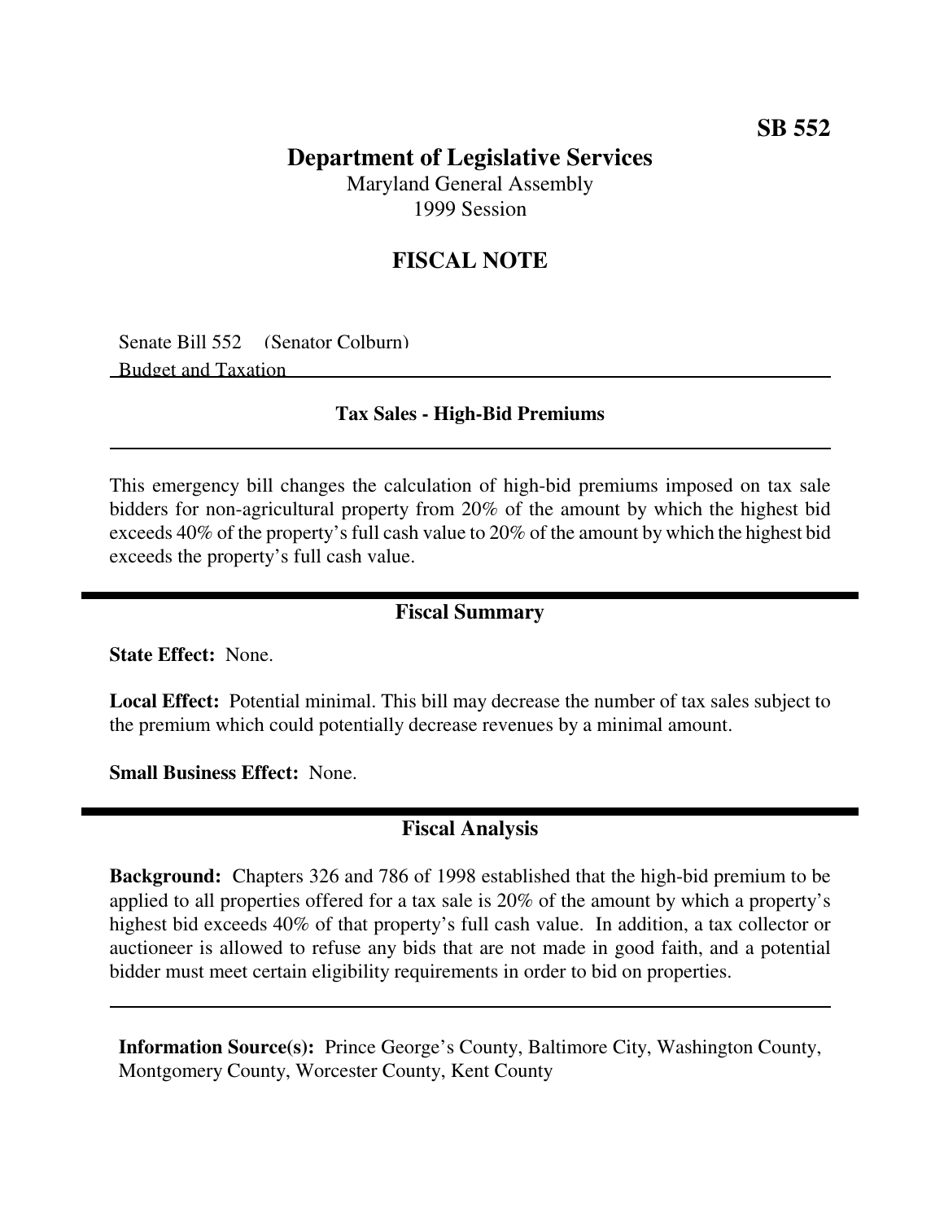**SB 552**

# Department of Legislative Services

Maryland General Assembly
1999 Session

## FISCAL NOTE

Senate Bill 552 (Senator Colburn)
Budget and Taxation

### Tax Sales - High-Bid Premiums

This emergency bill changes the calculation of high-bid premiums imposed on tax sale bidders for non-agricultural property from 20% of the amount by which the highest bid exceeds 40% of the property's full cash value to 20% of the amount by which the highest bid exceeds the property's full cash value.

## Fiscal Summary

**State Effect:** None.

**Local Effect:** Potential minimal. This bill may decrease the number of tax sales subject to the premium which could potentially decrease revenues by a minimal amount.

**Small Business Effect:** None.

## Fiscal Analysis

**Background:** Chapters 326 and 786 of 1998 established that the high-bid premium to be applied to all properties offered for a tax sale is 20% of the amount by which a property's highest bid exceeds 40% of that property's full cash value. In addition, a tax collector or auctioneer is allowed to refuse any bids that are not made in good faith, and a potential bidder must meet certain eligibility requirements in order to bid on properties.

**Information Source(s):** Prince George's County, Baltimore City, Washington County, Montgomery County, Worcester County, Kent County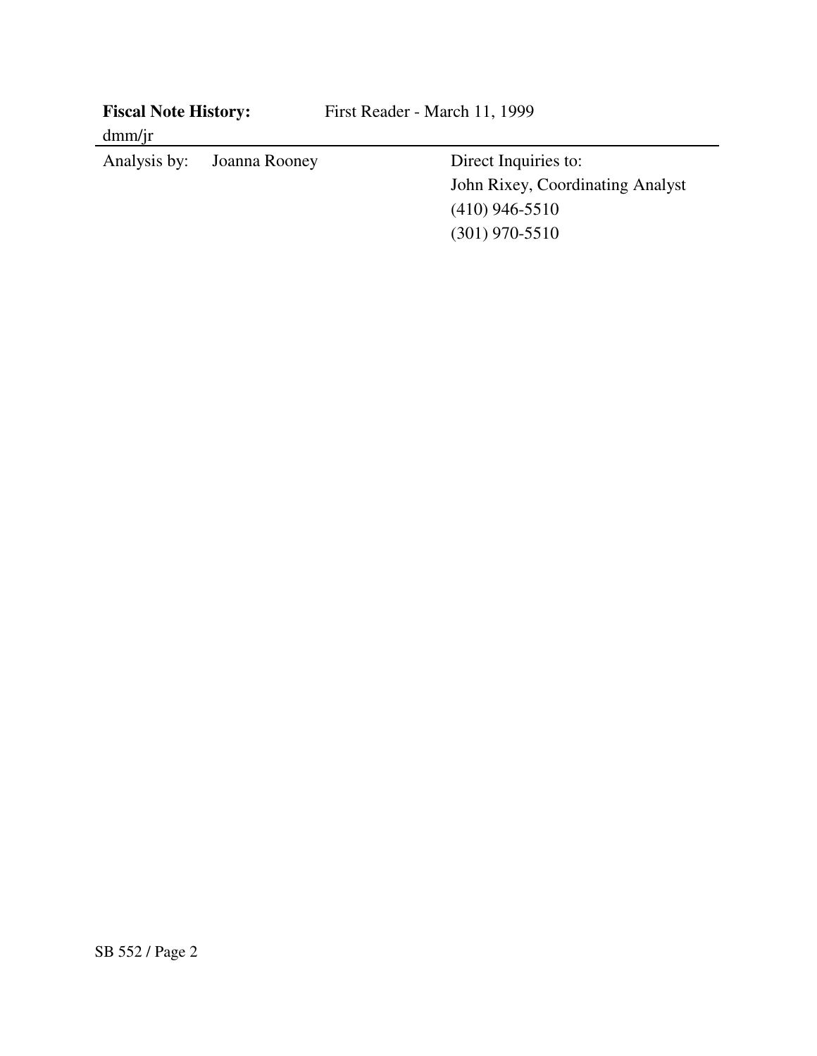**Fiscal Note History:** First Reader - March 11, 1999

dmm/jr

---

Analysis by: Joanna Rooney

Direct Inquiries to:
John Rixey, Coordinating Analyst
(410) 946-5510
(301) 970-5510